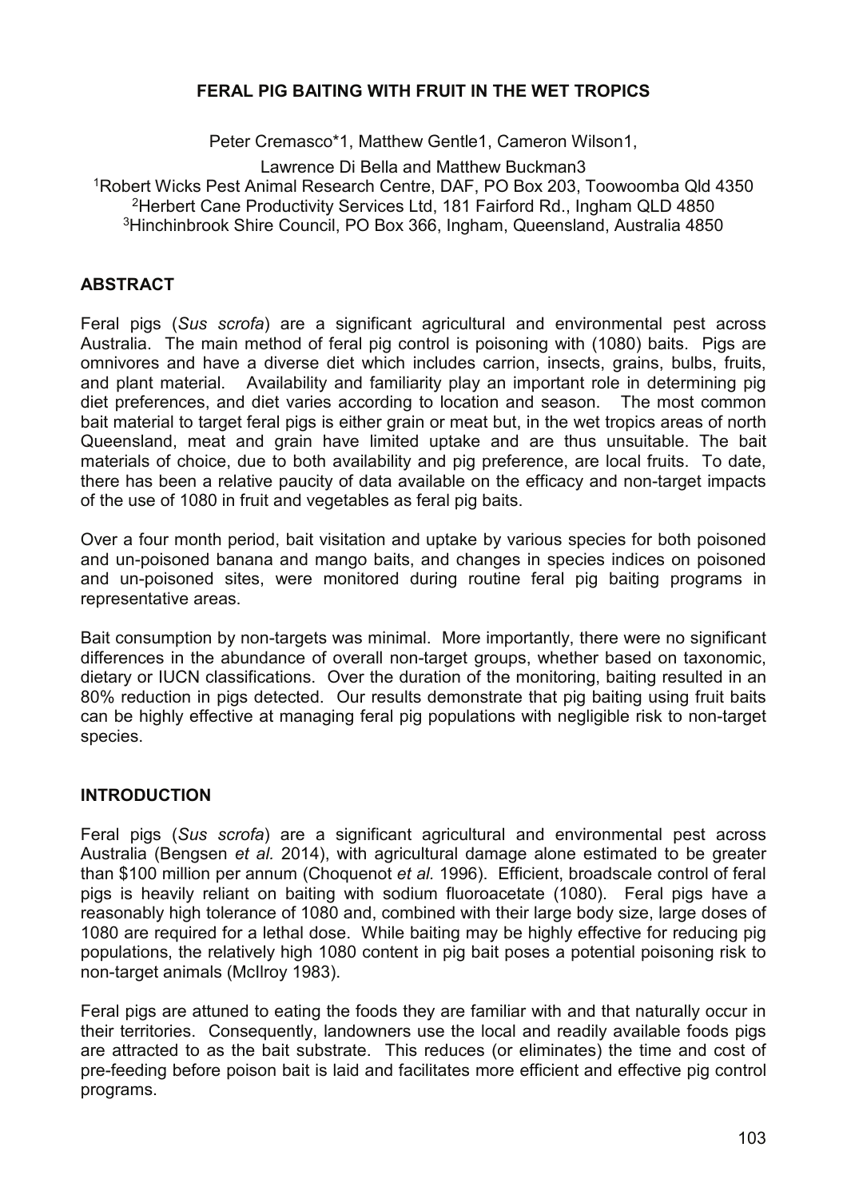# FERAL PIG BAITING WITH FRUIT IN THE WET TROPICS

Peter Cremasco*1, Matthew Gentle1, Cameron Wilson1,

Lawrence Di Bella and Matthew Buckman3

[1]Robert Wicks Pest Animal Research Centre, DAF, PO Box 203, Toowoomba Qld 4350
[2]Herbert Cane Productivity Services Ltd, 181 Fairford Rd., Ingham QLD 4850
[3]Hinchinbrook Shire Council, PO Box 366, Ingham, Queensland, Australia 4850

## ABSTRACT

Feral pigs (*Sus scrofa*) are a significant agricultural and environmental pest across Australia. The main method of feral pig control is poisoning with (1080) baits. Pigs are omnivores and have a diverse diet which includes carrion, insects, grains, bulbs, fruits, and plant material. Availability and familiarity play an important role in determining pig diet preferences, and diet varies according to location and season. The most common bait material to target feral pigs is either grain or meat but, in the wet tropics areas of north Queensland, meat and grain have limited uptake and are thus unsuitable. The bait materials of choice, due to both availability and pig preference, are local fruits. To date, there has been a relative paucity of data available on the efficacy and non-target impacts of the use of 1080 in fruit and vegetables as feral pig baits.

Over a four month period, bait visitation and uptake by various species for both poisoned and un-poisoned banana and mango baits, and changes in species indices on poisoned and un-poisoned sites, were monitored during routine feral pig baiting programs in representative areas.

Bait consumption by non-targets was minimal. More importantly, there were no significant differences in the abundance of overall non-target groups, whether based on taxonomic, dietary or IUCN classifications. Over the duration of the monitoring, baiting resulted in an 80% reduction in pigs detected. Our results demonstrate that pig baiting using fruit baits can be highly effective at managing feral pig populations with negligible risk to non-target species.

## INTRODUCTION

Feral pigs (*Sus scrofa*) are a significant agricultural and environmental pest across Australia (Bengsen *et al.* 2014), with agricultural damage alone estimated to be greater than $100 million per annum (Choquenot *et al.* 1996). Efficient, broadscale control of feral pigs is heavily reliant on baiting with sodium fluoroacetate (1080). Feral pigs have a reasonably high tolerance of 1080 and, combined with their large body size, large doses of 1080 are required for a lethal dose. While baiting may be highly effective for reducing pig populations, the relatively high 1080 content in pig bait poses a potential poisoning risk to non-target animals (McIlroy 1983).

Feral pigs are attuned to eating the foods they are familiar with and that naturally occur in their territories. Consequently, landowners use the local and readily available foods pigs are attracted to as the bait substrate. This reduces (or eliminates) the time and cost of pre-feeding before poison bait is laid and facilitates more efficient and effective pig control programs.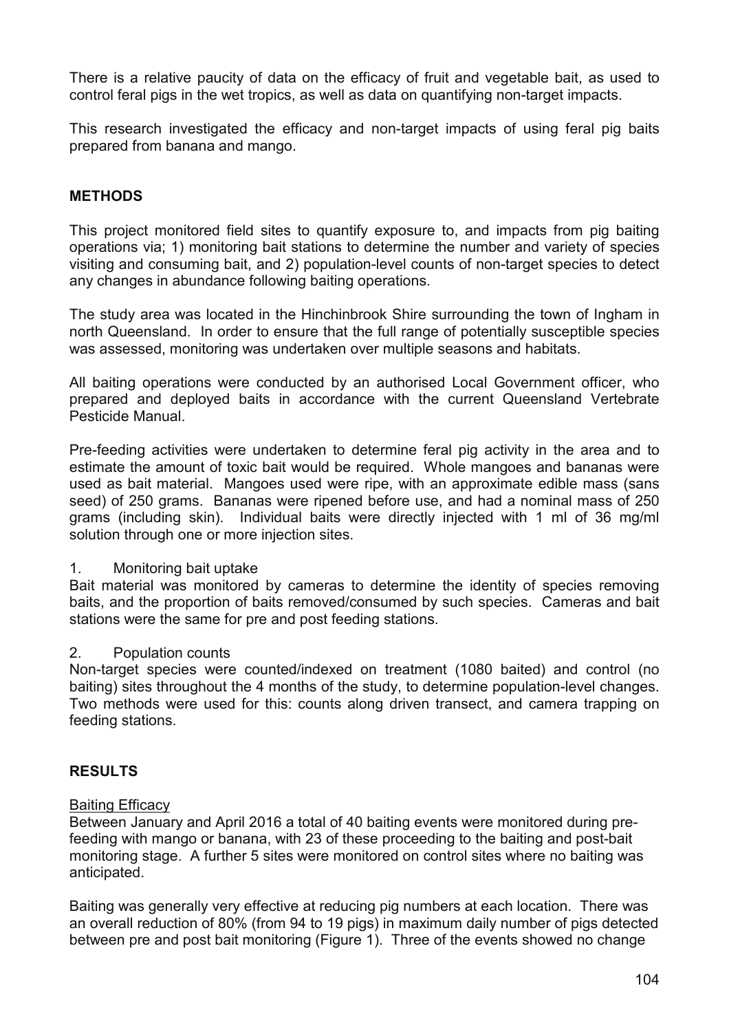There is a relative paucity of data on the efficacy of fruit and vegetable bait, as used to control feral pigs in the wet tropics, as well as data on quantifying non-target impacts.

This research investigated the efficacy and non-target impacts of using feral pig baits prepared from banana and mango.

## METHODS

This project monitored field sites to quantify exposure to, and impacts from pig baiting operations via; 1) monitoring bait stations to determine the number and variety of species visiting and consuming bait, and 2) population-level counts of non-target species to detect any changes in abundance following baiting operations.

The study area was located in the Hinchinbrook Shire surrounding the town of Ingham in north Queensland. In order to ensure that the full range of potentially susceptible species was assessed, monitoring was undertaken over multiple seasons and habitats.

All baiting operations were conducted by an authorised Local Government officer, who prepared and deployed baits in accordance with the current Queensland Vertebrate Pesticide Manual.

Pre-feeding activities were undertaken to determine feral pig activity in the area and to estimate the amount of toxic bait would be required. Whole mangoes and bananas were used as bait material. Mangoes used were ripe, with an approximate edible mass (sans seed) of 250 grams. Bananas were ripened before use, and had a nominal mass of 250 grams (including skin). Individual baits were directly injected with 1 ml of 36 mg/ml solution through one or more injection sites.

1. Monitoring bait uptake

Bait material was monitored by cameras to determine the identity of species removing baits, and the proportion of baits removed/consumed by such species. Cameras and bait stations were the same for pre and post feeding stations.

2. Population counts

Non-target species were counted/indexed on treatment (1080 baited) and control (no baiting) sites throughout the 4 months of the study, to determine population-level changes. Two methods were used for this: counts along driven transect, and camera trapping on feeding stations.

## RESULTS

Baiting Efficacy

Between January and April 2016 a total of 40 baiting events were monitored during pre-feeding with mango or banana, with 23 of these proceeding to the baiting and post-bait monitoring stage. A further 5 sites were monitored on control sites where no baiting was anticipated.

Baiting was generally very effective at reducing pig numbers at each location. There was an overall reduction of 80% (from 94 to 19 pigs) in maximum daily number of pigs detected between pre and post bait monitoring (Figure 1). Three of the events showed no change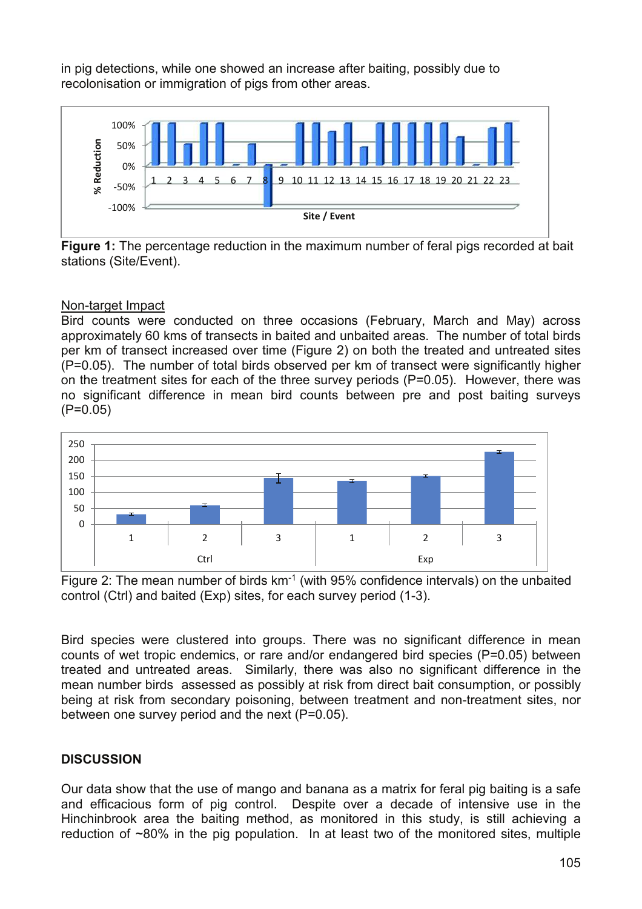in pig detections, while one showed an increase after baiting, possibly due to recolonisation or immigration of pigs from other areas.

**Figure 1:** The percentage reduction in the maximum number of feral pigs recorded at bait stations (Site/Event).

Non-target Impact

Bird counts were conducted on three occasions (February, March and May) across approximately 60 kms of transects in baited and unbaited areas. The number of total birds per km of transect increased over time (Figure 2) on both the treated and untreated sites ($P=0.05$). The number of total birds observed per km of transect were significantly higher on the treatment sites for each of the three survey periods ($P=0.05$). However, there was no significant difference in mean bird counts between pre and post baiting surveys ($P=0.05$)

Figure 2: The mean number of birds $km^{-1}$ (with 95% confidence intervals) on the unbaited control (Ctrl) and baited (Exp) sites, for each survey period (1-3).

Bird species were clustered into groups. There was no significant difference in mean counts of wet tropic endemics, or rare and/or endangered bird species ($P=0.05$) between treated and untreated areas. Similarly, there was also no significant difference in the mean number birds assessed as possibly at risk from direct bait consumption, or possibly being at risk from secondary poisoning, between treatment and non-treatment sites, nor between one survey period and the next ($P=0.05$).

## DISCUSSION

Our data show that the use of mango and banana as a matrix for feral pig baiting is a safe and efficacious form of pig control. Despite over a decade of intensive use in the Hinchinbrook area the baiting method, as monitored in this study, is still achieving a reduction of ~80% in the pig population. In at least two of the monitored sites, multiple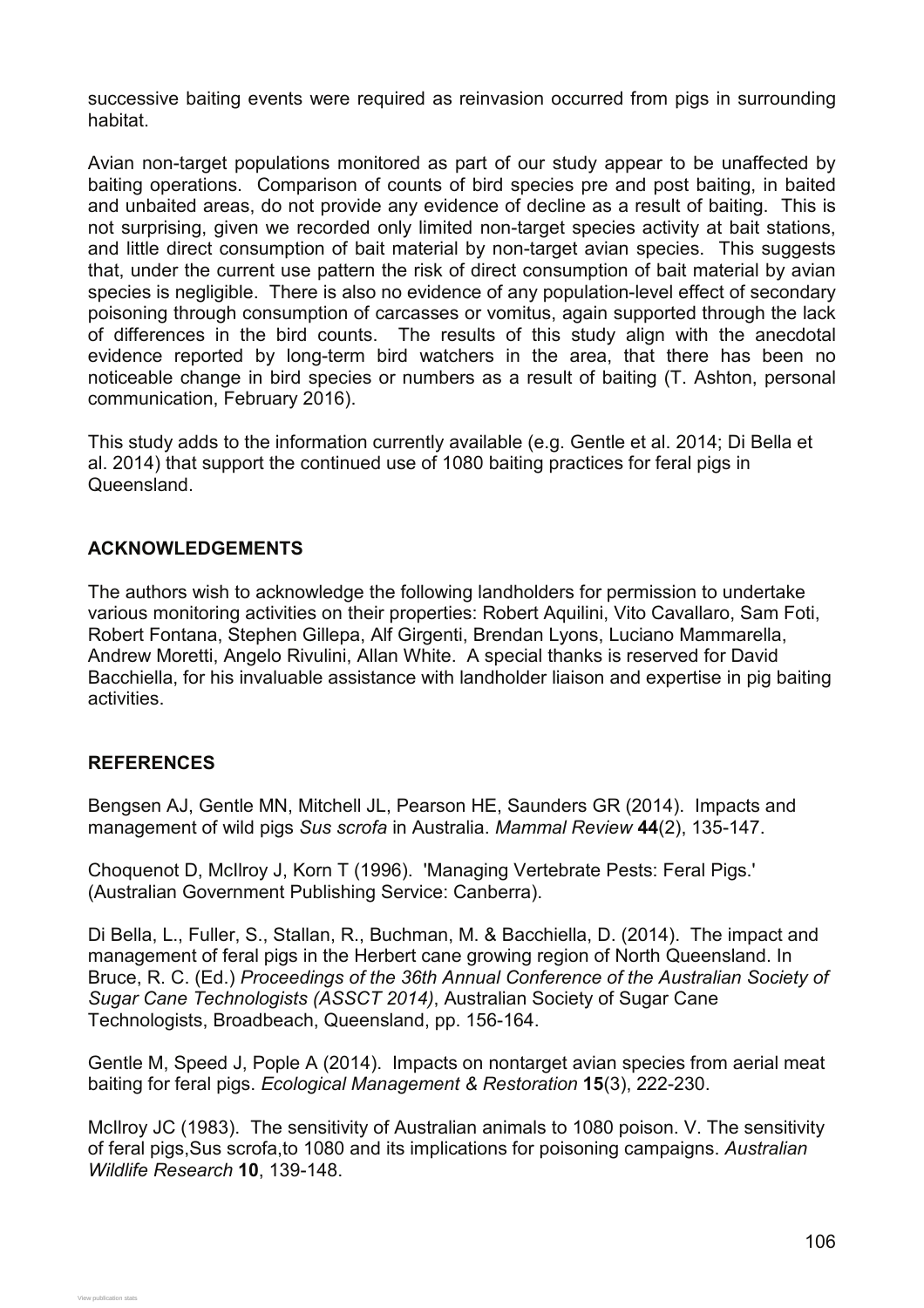successive baiting events were required as reinvasion occurred from pigs in surrounding habitat.

Avian non-target populations monitored as part of our study appear to be unaffected by baiting operations. Comparison of counts of bird species pre and post baiting, in baited and unbaited areas, do not provide any evidence of decline as a result of baiting. This is not surprising, given we recorded only limited non-target species activity at bait stations, and little direct consumption of bait material by non-target avian species. This suggests that, under the current use pattern the risk of direct consumption of bait material by avian species is negligible. There is also no evidence of any population-level effect of secondary poisoning through consumption of carcasses or vomitus, again supported through the lack of differences in the bird counts. The results of this study align with the anecdotal evidence reported by long-term bird watchers in the area, that there has been no noticeable change in bird species or numbers as a result of baiting (T. Ashton, personal communication, February 2016).

This study adds to the information currently available (e.g. Gentle et al. 2014; Di Bella et al. 2014) that support the continued use of 1080 baiting practices for feral pigs in Queensland.

## ACKNOWLEDGEMENTS

The authors wish to acknowledge the following landholders for permission to undertake various monitoring activities on their properties: Robert Aquilini, Vito Cavallaro, Sam Foti, Robert Fontana, Stephen Gillepa, Alf Girgenti, Brendan Lyons, Luciano Mammarella, Andrew Moretti, Angelo Rivulini, Allan White. A special thanks is reserved for David Bacchiella, for his invaluable assistance with landholder liaison and expertise in pig baiting activities.

## REFERENCES

Bengsen AJ, Gentle MN, Mitchell JL, Pearson HE, Saunders GR (2014). Impacts and management of wild pigs *Sus scrofa* in Australia. *Mammal Review* **44**(2), 135-147.

Choquenot D, McIlroy J, Korn T (1996). 'Managing Vertebrate Pests: Feral Pigs.' (Australian Government Publishing Service: Canberra).

Di Bella, L., Fuller, S., Stallan, R., Buchman, M. & Bacchiella, D. (2014). The impact and management of feral pigs in the Herbert cane growing region of North Queensland. In Bruce, R. C. (Ed.) *Proceedings of the 36th Annual Conference of the Australian Society of Sugar Cane Technologists (ASSCT 2014)*, Australian Society of Sugar Cane Technologists, Broadbeach, Queensland, pp. 156-164.

Gentle M, Speed J, Pople A (2014). Impacts on nontarget avian species from aerial meat baiting for feral pigs. *Ecological Management & Restoration* **15**(3), 222-230.

McIlroy JC (1983). The sensitivity of Australian animals to 1080 poison. V. The sensitivity of feral pigs,Sus scrofa,to 1080 and its implications for poisoning campaigns. *Australian Wildlife Research* **10**, 139-148.